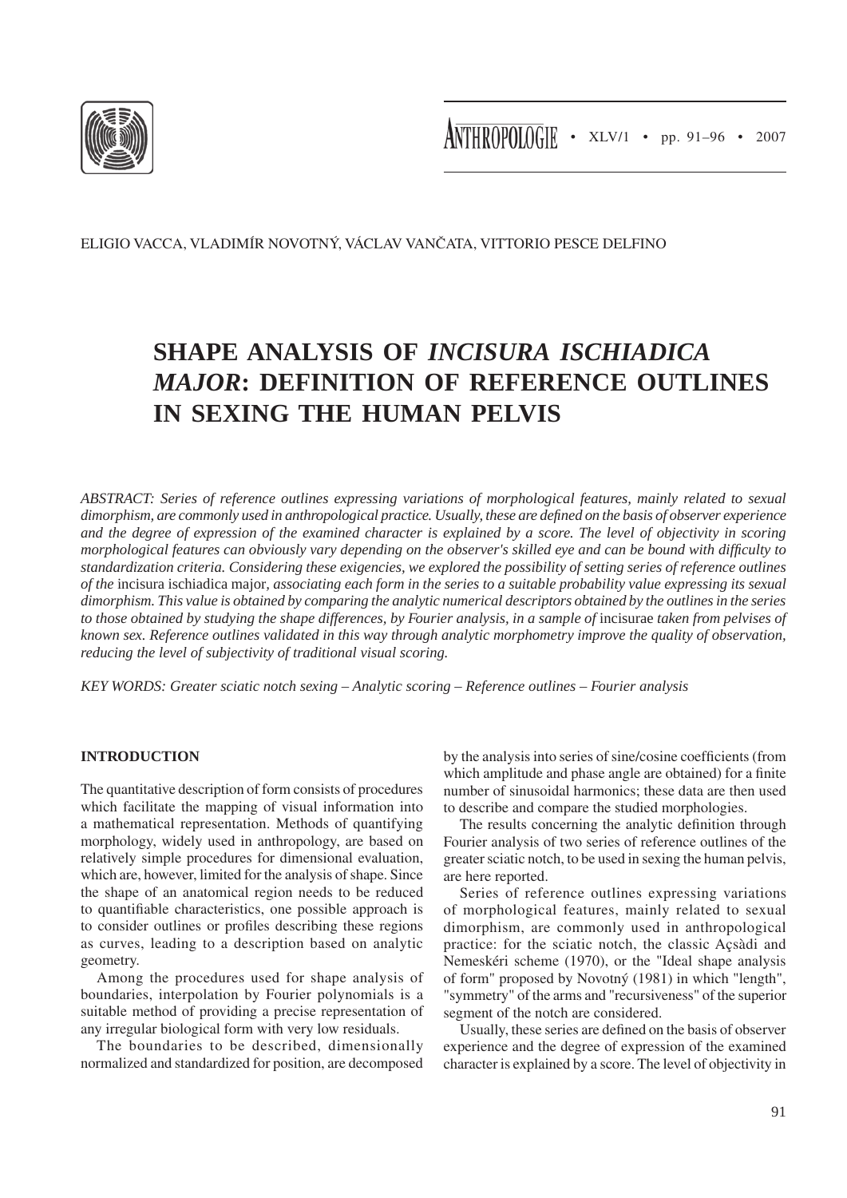ELIGIO VACCA, VLADIMÍR NOVOTNÝ, VÁCLAV VANČATA, VITTORIO PESCE DELFINO

# SHAPE ANALYSIS OF *INCISURA ISCHIADICA MAJOR*: DEFINITION OF REFERENCE OUTLINES IN SEXING THE HUMAN PELVIS

*ABSTRACT: Series of reference outlines expressing variations of morphological features, mainly related to sexual dimorphism, are commonly used in anthropological practice. Usually, these are defined on the basis of observer experience and the degree of expression of the examined character is explained by a score. The level of objectivity in scoring morphological features can obviously vary depending on the observer's skilled eye and can be bound with difficulty to standardization criteria. Considering these exigencies, we explored the possibility of setting series of reference outlines of the* incisura ischiadica major*, associating each form in the series to a suitable probability value expressing its sexual dimorphism. This value is obtained by comparing the analytic numerical descriptors obtained by the outlines in the series to those obtained by studying the shape differences, by Fourier analysis, in a sample of* incisurae *taken from pelvises of known sex. Reference outlines validated in this way through analytic morphometry improve the quality of observation, reducing the level of subjectivity of traditional visual scoring.*

*KEY WORDS: Greater sciatic notch sexing – Analytic scoring – Reference outlines – Fourier analysis*

## INTRODUCTION

The quantitative description of form consists of procedures which facilitate the mapping of visual information into a mathematical representation. Methods of quantifying morphology, widely used in anthropology, are based on relatively simple procedures for dimensional evaluation, which are, however, limited for the analysis of shape. Since the shape of an anatomical region needs to be reduced to quantifiable characteristics, one possible approach is to consider outlines or profiles describing these regions as curves, leading to a description based on analytic geometry.

Among the procedures used for shape analysis of boundaries, interpolation by Fourier polynomials is a suitable method of providing a precise representation of any irregular biological form with very low residuals.

The boundaries to be described, dimensionally normalized and standardized for position, are decomposed by the analysis into series of sine/cosine coefficients (from which amplitude and phase angle are obtained) for a finite number of sinusoidal harmonics; these data are then used to describe and compare the studied morphologies.

The results concerning the analytic definition through Fourier analysis of two series of reference outlines of the greater sciatic notch, to be used in sexing the human pelvis, are here reported.

Series of reference outlines expressing variations of morphological features, mainly related to sexual dimorphism, are commonly used in anthropological practice: for the sciatic notch, the classic Açsàdi and Nemeskéri scheme (1970), or the "Ideal shape analysis of form" proposed by Novotný (1981) in which "length", "symmetry" of the arms and "recursiveness" of the superior segment of the notch are considered.

Usually, these series are defined on the basis of observer experience and the degree of expression of the examined character is explained by a score. The level of objectivity in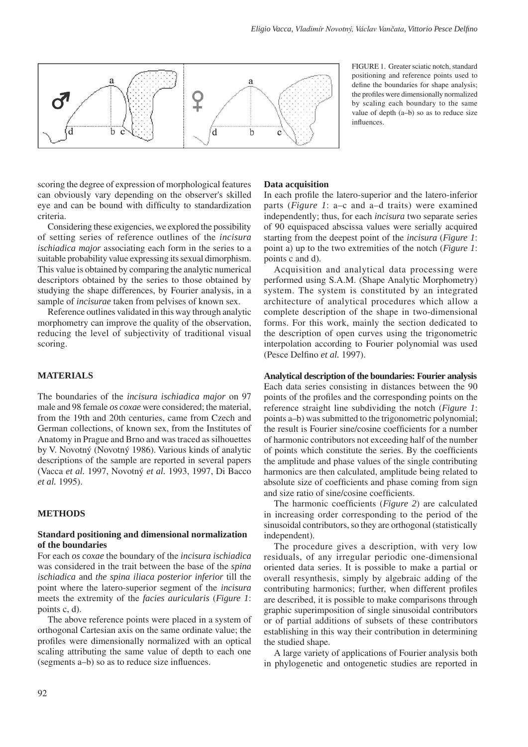FIGURE 1. Greater sciatic notch, standard positioning and reference points used to define the boundaries for shape analysis; the profiles were dimensionally normalized by scaling each boundary to the same value of depth (a–b) so as to reduce size influences.

scoring the degree of expression of morphological features can obviously vary depending on the observer's skilled eye and can be bound with difficulty to standardization criteria.

Considering these exigencies, we explored the possibility of setting series of reference outlines of the *incisura ischiadica major* associating each form in the series to a suitable probability value expressing its sexual dimorphism. This value is obtained by comparing the analytic numerical descriptors obtained by the series to those obtained by studying the shape differences, by Fourier analysis, in a sample of *incisurae* taken from pelvises of known sex.

Reference outlines validated in this way through analytic morphometry can improve the quality of the observation, reducing the level of subjectivity of traditional visual scoring.

## MATERIALS

The boundaries of the *incisura ischiadica major* on 97 male and 98 female *os coxae* were considered; the material, from the 19th and 20th centuries, came from Czech and German collections, of known sex, from the Institutes of Anatomy in Prague and Brno and was traced as silhouettes by V. Novotný (Novotný 1986). Various kinds of analytic descriptions of the sample are reported in several papers (Vacca *et al.* 1997, Novotný *et al.* 1993, 1997, Di Bacco *et al.* 1995).

## METHODS

### Standard positioning and dimensional normalization of the boundaries

For each *os coxae* the boundary of the *incisura ischiadica* was considered in the trait between the base of the *spina ischiadica* and *the spina iliaca posterior inferior* till the point where the latero-superior segment of the *incisura* meets the extremity of the *facies auricularis* (*Figure 1*: points c, d).

The above reference points were placed in a system of orthogonal Cartesian axis on the same ordinate value; the profiles were dimensionally normalized with an optical scaling attributing the same value of depth to each one (segments a–b) so as to reduce size influences.

### Data acquisition

In each profile the latero-superior and the latero-inferior parts (*Figure 1*: a–c and a–d traits) were examined independently; thus, for each *incisura* two separate series of 90 equispaced abscissa values were serially acquired starting from the deepest point of the *incisura* (*Figure 1*: point a) up to the two extremities of the notch (*Figure 1*: points c and d).

Acquisition and analytical data processing were performed using S.A.M. (Shape Analytic Morphometry) system. The system is constituted by an integrated architecture of analytical procedures which allow a complete description of the shape in two-dimensional forms. For this work, mainly the section dedicated to the description of open curves using the trigonometric interpolation according to Fourier polynomial was used (Pesce Delfino *et al.* 1997).

### Analytical description of the boundaries: Fourier analysis

Each data series consisting in distances between the 90 points of the profiles and the corresponding points on the reference straight line subdividing the notch (*Figure 1*: points a–b) was submitted to the trigonometric polynomial; the result is Fourier sine/cosine coefficients for a number of harmonic contributors not exceeding half of the number of points which constitute the series. By the coefficients the amplitude and phase values of the single contributing harmonics are then calculated, amplitude being related to absolute size of coefficients and phase coming from sign and size ratio of sine/cosine coefficients.

The harmonic coefficients (*Figure 2*) are calculated in increasing order corresponding to the period of the sinusoidal contributors, so they are orthogonal (statistically independent).

The procedure gives a description, with very low residuals, of any irregular periodic one-dimensional oriented data series. It is possible to make a partial or overall resynthesis, simply by algebraic adding of the contributing harmonics; further, when different profiles are described, it is possible to make comparisons through graphic superimposition of single sinusoidal contributors or of partial additions of subsets of these contributors establishing in this way their contribution in determining the studied shape.

A large variety of applications of Fourier analysis both in phylogenetic and ontogenetic studies are reported in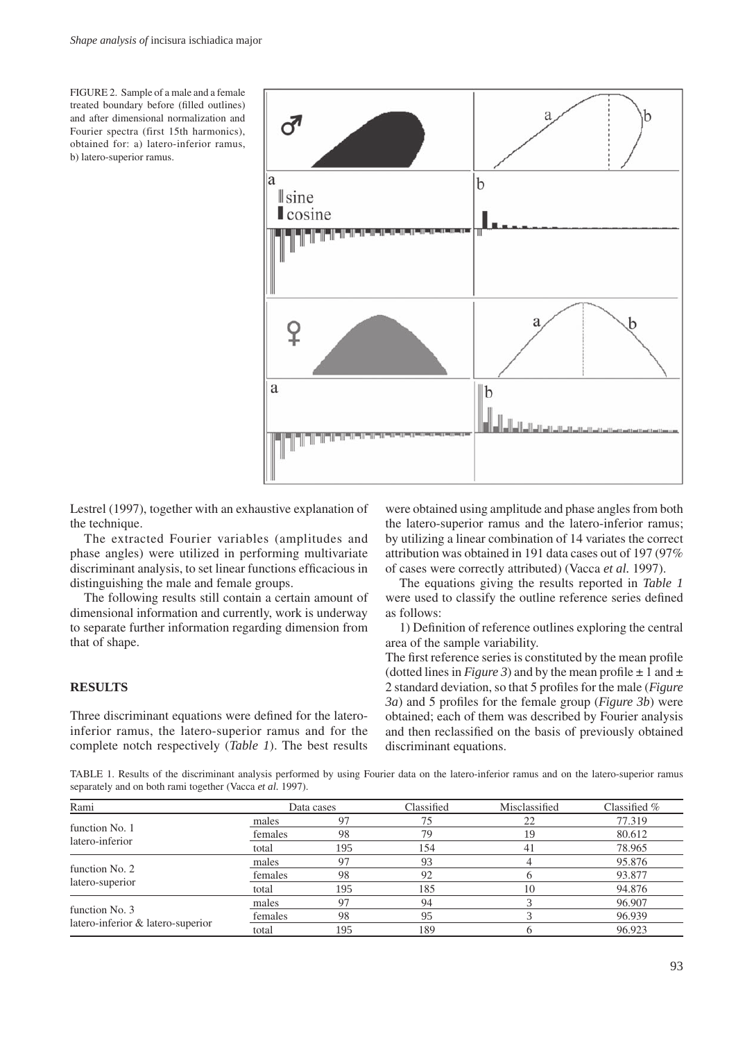FIGURE 2. Sample of a male and a female treated boundary before (filled outlines) and after dimensional normalization and Fourier spectra (first 15th harmonics), obtained for: a) latero-inferior ramus, b) latero-superior ramus.

Lestrel (1997), together with an exhaustive explanation of the technique.

The extracted Fourier variables (amplitudes and phase angles) were utilized in performing multivariate discriminant analysis, to set linear functions efficacious in distinguishing the male and female groups.

The following results still contain a certain amount of dimensional information and currently, work is underway to separate further information regarding dimension from that of shape.

## RESULTS

Three discriminant equations were defined for the latero-inferior ramus, the latero-superior ramus and for the complete notch respectively (*Table 1*). The best results were obtained using amplitude and phase angles from both the latero-superior ramus and the latero-inferior ramus; by utilizing a linear combination of 14 variates the correct attribution was obtained in 191 data cases out of 197 (97% of cases were correctly attributed) (Vacca *et al.* 1997).

The equations giving the results reported in *Table 1* were used to classify the outline reference series defined as follows:

1) Definition of reference outlines exploring the central area of the sample variability.

The first reference series is constituted by the mean profile (dotted lines in *Figure 3*) and by the mean profile ± 1 and ± 2 standard deviation, so that 5 profiles for the male (*Figure 3a*) and 5 profiles for the female group (*Figure 3b*) were obtained; each of them was described by Fourier analysis and then reclassified on the basis of previously obtained discriminant equations.

TABLE 1. Results of the discriminant analysis performed by using Fourier data on the latero-inferior ramus and on the latero-superior ramus separately and on both rami together (Vacca *et al.* 1997).

| Rami | Data cases | | Classified | Misclassified | Classified % |
|---|---|---|---|---|---|
| function No. 1 latero-inferior | males | 97 | 75 | 22 | 77.319 |
| | females | 98 | 79 | 19 | 80.612 |
| | total | 195 | 154 | 41 | 78.965 |
| function No. 2 latero-superior | males | 97 | 93 | 4 | 95.876 |
| | females | 98 | 92 | 6 | 93.877 |
| | total | 195 | 185 | 10 | 94.876 |
| function No. 3 latero-inferior & latero-superior | males | 97 | 94 | 3 | 96.907 |
| | females | 98 | 95 | 3 | 96.939 |
| | total | 195 | 189 | 6 | 96.923 |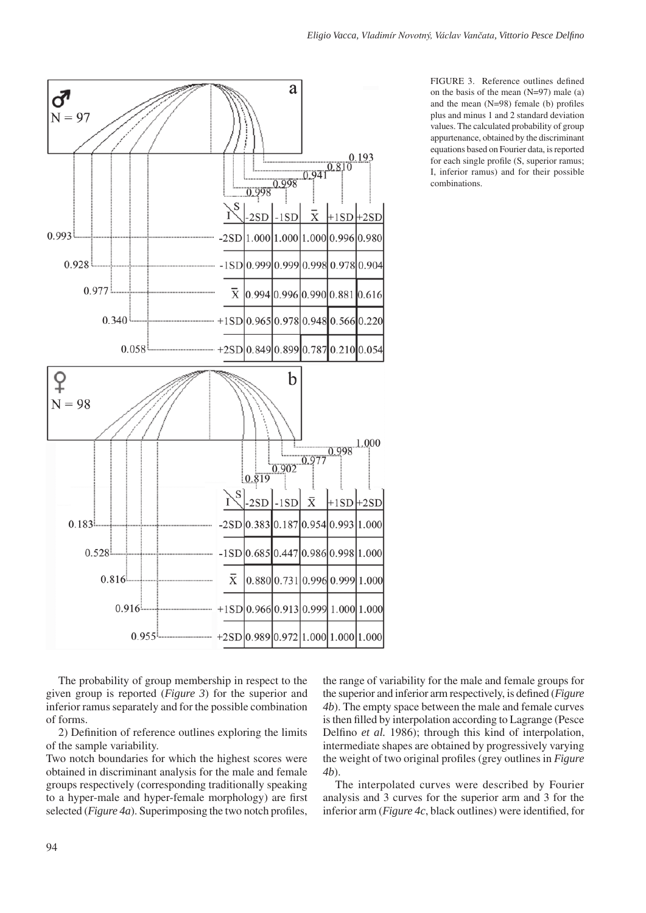**a** ♂ N = 97

| I \ S | | -2SD | -1SD | $\bar{X}$ | +1SD | +2SD |
|---|---|---|---|---|---|---|
| | S | 0.998 | 0.998 | 0.941 | 0.810 | 0.193 |
| -2SD | 0.993 | 1.000 | 1.000 | 1.000 | 0.996 | 0.980 |
| -1SD | 0.928 | 0.999 | 0.999 | 0.998 | 0.978 | 0.904 |
| $\bar{X}$ | 0.977 | 0.994 | 0.996 | 0.990 | 0.881 | 0.616 |
| +1SD | 0.340 | 0.965 | 0.978 | 0.948 | 0.566 | 0.220 |
| +2SD | 0.058 | 0.849 | 0.899 | 0.787 | 0.210 | 0.054 |

**b** ♀ N = 98

| I \ S | | -2SD | -1SD | $\bar{X}$ | +1SD | +2SD |
|---|---|---|---|---|---|---|
| | S | 0.819 | 0.902 | 0.977 | 0.998 | 1.000 |
| -2SD | 0.183 | 0.383 | 0.187 | 0.954 | 0.993 | 1.000 |
| -1SD | 0.528 | 0.685 | 0.447 | 0.986 | 0.998 | 1.000 |
| $\bar{X}$ | 0.816 | 0.880 | 0.731 | 0.996 | 0.999 | 1.000 |
| +1SD | 0.916 | 0.966 | 0.913 | 0.999 | 1.000 | 1.000 |
| +2SD | 0.955 | 0.989 | 0.972 | 1.000 | 1.000 | 1.000 |

FIGURE 3. Reference outlines defined on the basis of the mean (N=97) male (a) and the mean (N=98) female (b) profiles plus and minus 1 and 2 standard deviation values. The calculated probability of group appurtenance, obtained by the discriminant equations based on Fourier data, is reported for each single profile (S, superior ramus; I, inferior ramus) and for their possible combinations.

The probability of group membership in respect to the given group is reported (*Figure 3*) for the superior and inferior ramus separately and for the possible combination of forms.

2) Definition of reference outlines exploring the limits of the sample variability.

Two notch boundaries for which the highest scores were obtained in discriminant analysis for the male and female groups respectively (corresponding traditionally speaking to a hyper-male and hyper-female morphology) are first selected (*Figure 4a*). Superimposing the two notch profiles, the range of variability for the male and female groups for the superior and inferior arm respectively, is defined (*Figure 4b*). The empty space between the male and female curves is then filled by interpolation according to Lagrange (Pesce Delfino *et al.* 1986); through this kind of interpolation, intermediate shapes are obtained by progressively varying the weight of two original profiles (grey outlines in *Figure 4b*).

The interpolated curves were described by Fourier analysis and 3 curves for the superior arm and 3 for the inferior arm (*Figure 4c*, black outlines) were identified, for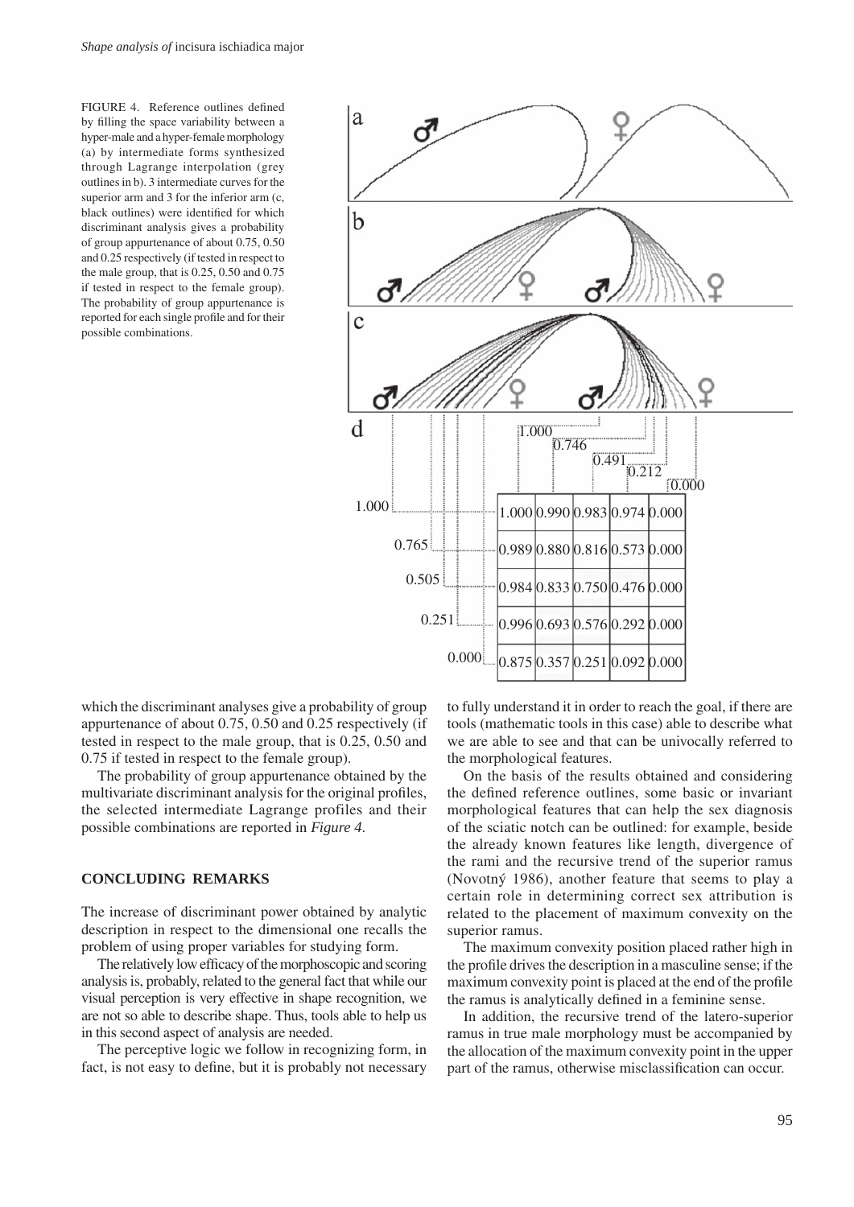FIGURE 4. Reference outlines defined by filling the space variability between a hyper-male and a hyper-female morphology (a) by intermediate forms synthesized through Lagrange interpolation (grey outlines in b). 3 intermediate curves for the superior arm and 3 for the inferior arm (c, black outlines) were identified for which discriminant analysis gives a probability of group appurtenance of about 0.75, 0.50 and 0.25 respectively (if tested in respect to the male group, that is 0.25, 0.50 and 0.75 if tested in respect to the female group). The probability of group appurtenance is reported for each single profile and for their possible combinations.

| | 1.000 | 0.746 | 0.491 | 0.212 | 0.000 |
|---|---|---|---|---|---|
| 1.000 | 1.000 | 0.990 | 0.983 | 0.974 | 0.000 |
| 0.765 | 0.989 | 0.880 | 0.816 | 0.573 | 0.000 |
| 0.505 | 0.984 | 0.833 | 0.750 | 0.476 | 0.000 |
| 0.251 | 0.996 | 0.693 | 0.576 | 0.292 | 0.000 |
| 0.000 | 0.875 | 0.357 | 0.251 | 0.092 | 0.000 |

which the discriminant analyses give a probability of group appurtenance of about 0.75, 0.50 and 0.25 respectively (if tested in respect to the male group, that is 0.25, 0.50 and 0.75 if tested in respect to the female group).

The probability of group appurtenance obtained by the multivariate discriminant analysis for the original profiles, the selected intermediate Lagrange profiles and their possible combinations are reported in *Figure 4*.

## CONCLUDING REMARKS

The increase of discriminant power obtained by analytic description in respect to the dimensional one recalls the problem of using proper variables for studying form.

The relatively low efficacy of the morphoscopic and scoring analysis is, probably, related to the general fact that while our visual perception is very effective in shape recognition, we are not so able to describe shape. Thus, tools able to help us in this second aspect of analysis are needed.

The perceptive logic we follow in recognizing form, in fact, is not easy to define, but it is probably not necessary to fully understand it in order to reach the goal, if there are tools (mathematic tools in this case) able to describe what we are able to see and that can be univocally referred to the morphological features.

On the basis of the results obtained and considering the defined reference outlines, some basic or invariant morphological features that can help the sex diagnosis of the sciatic notch can be outlined: for example, beside the already known features like length, divergence of the rami and the recursive trend of the superior ramus (Novotný 1986), another feature that seems to play a certain role in determining correct sex attribution is related to the placement of maximum convexity on the superior ramus.

The maximum convexity position placed rather high in the profile drives the description in a masculine sense; if the maximum convexity point is placed at the end of the profile the ramus is analytically defined in a feminine sense.

In addition, the recursive trend of the latero-superior ramus in true male morphology must be accompanied by the allocation of the maximum convexity point in the upper part of the ramus, otherwise misclassification can occur.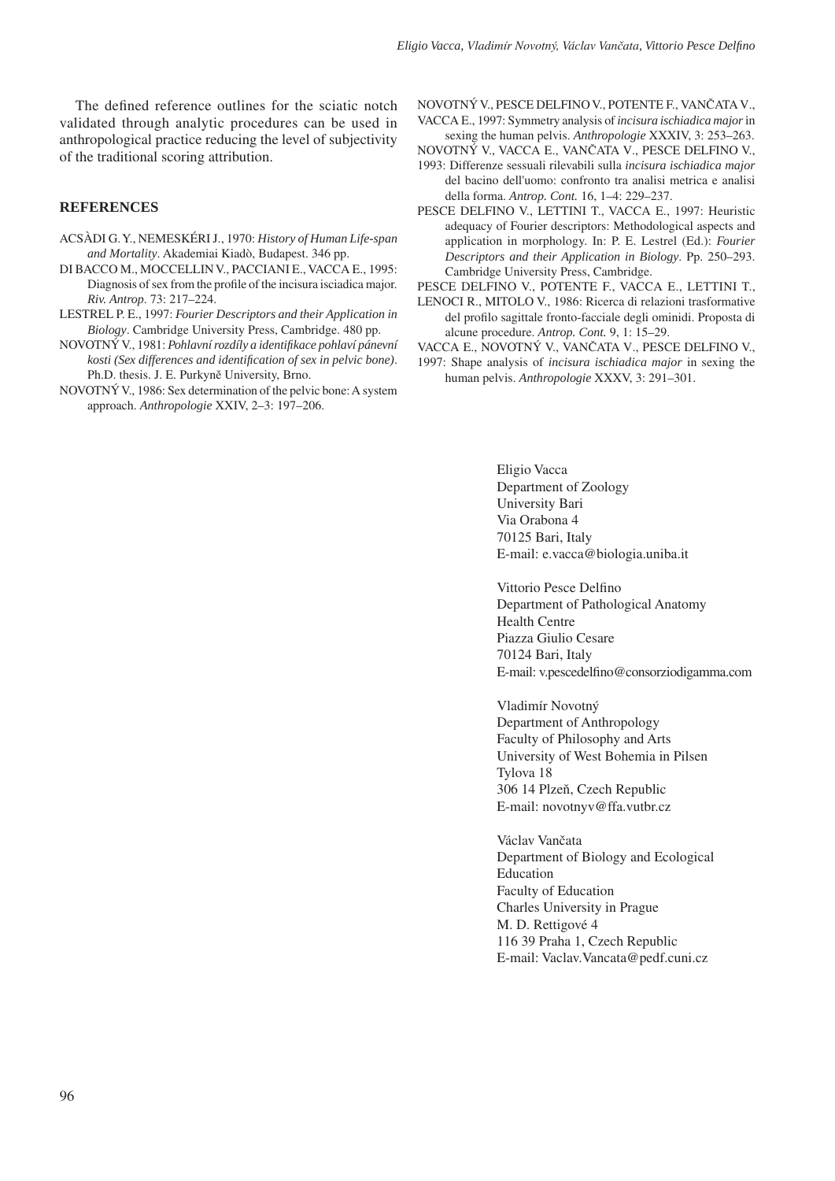The defined reference outlines for the sciatic notch validated through analytic procedures can be used in anthropological practice reducing the level of subjectivity of the traditional scoring attribution.

## REFERENCES

ACSÀDI G. Y., NEMESKÉRI J., 1970: *History of Human Life-span and Mortality*. Akademiai Kiadò, Budapest. 346 pp.

DI BACCO M., MOCCELLIN V., PACCIANI E., VACCA E., 1995: Diagnosis of sex from the profile of the incisura isciadica major. *Riv. Antrop*. 73: 217–224.

LESTREL P. E., 1997: *Fourier Descriptors and their Application in Biology*. Cambridge University Press, Cambridge. 480 pp.

NOVOTNÝ V., 1981: *Pohlavní rozdíly a identifikace pohlaví pánevní kosti (Sex differences and identification of sex in pelvic bone)*. Ph.D. thesis. J. E. Purkyně University, Brno.

NOVOTNÝ V., 1986: Sex determination of the pelvic bone: A system approach. *Anthropologie* XXIV, 2–3: 197–206.

NOVOTNÝ V., PESCE DELFINO V., POTENTE F., VANČATA V., VACCA E., 1997: Symmetry analysis of *incisura ischiadica major* in sexing the human pelvis. *Anthropologie* XXXIV, 3: 253–263.

NOVOTNÝ V., VACCA E., VANČATA V., PESCE DELFINO V., 1993: Differenze sessuali rilevabili sulla *incisura ischiadica major* del bacino dell'uomo: confronto tra analisi metrica e analisi della forma. *Antrop. Cont.* 16, 1–4: 229–237.

PESCE DELFINO V., LETTINI T., VACCA E., 1997: Heuristic adequacy of Fourier descriptors: Methodological aspects and application in morphology. In: P. E. Lestrel (Ed.): *Fourier Descriptors and their Application in Biology*. Pp. 250–293. Cambridge University Press, Cambridge.

PESCE DELFINO V., POTENTE F., VACCA E., LETTINI T., LENOCI R., MITOLO V., 1986: Ricerca di relazioni trasformative del profilo sagittale fronto-facciale degli ominidi. Proposta di alcune procedure. *Antrop. Cont.* 9, 1: 15–29.

VACCA E., NOVOTNÝ V., VANČATA V., PESCE DELFINO V., 1997: Shape analysis of *incisura ischiadica major* in sexing the human pelvis. *Anthropologie* XXXV, 3: 291–301.

Eligio Vacca
Department of Zoology
University Bari
Via Orabona 4
70125 Bari, Italy
E-mail: e.vacca@biologia.uniba.it

Vittorio Pesce Delfino
Department of Pathological Anatomy
Health Centre
Piazza Giulio Cesare
70124 Bari, Italy
E-mail: v.pescedelfino@consorziodigamma.com

Vladimír Novotný
Department of Anthropology
Faculty of Philosophy and Arts
University of West Bohemia in Pilsen
Tylova 18
306 14 Plzeň, Czech Republic
E-mail: novotnyv@ffa.vutbr.cz

Václav Vančata
Department of Biology and Ecological Education
Faculty of Education
Charles University in Prague
M. D. Rettigové 4
116 39 Praha 1, Czech Republic
E-mail: Vaclav.Vancata@pedf.cuni.cz